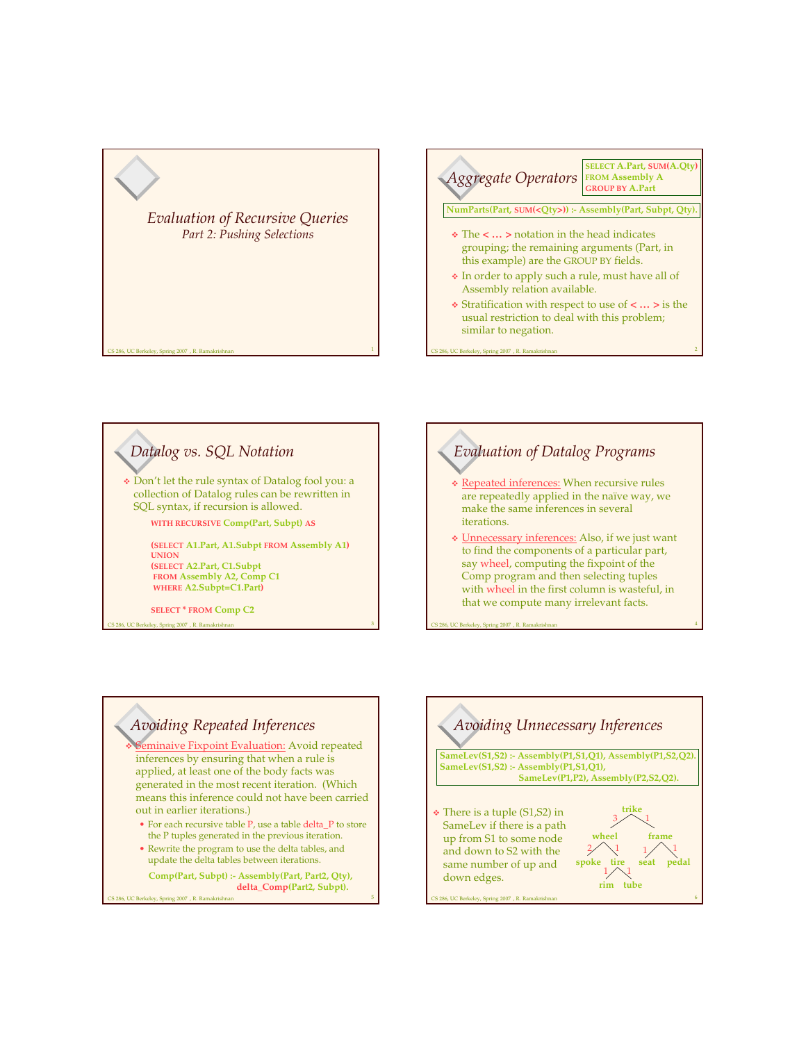# Evaluation of Recursive Queries

*Part 2: Pushing Selections*

## Aggregate Operators

```
SELECT A.Part, SUM(A.Qty)
FROM Assembly A
GROUP BY A.Part
```

```
NumParts(Part, SUM(<Qty>)) :- Assembly(Part, Subpt, Qty).
```

- The < … > notation in the head indicates grouping; the remaining arguments (Part, in this example) are the GROUP BY fields.
- In order to apply such a rule, must have all of Assembly relation available.
- Stratification with respect to use of < … > is the usual restriction to deal with this problem; similar to negation.

## Datalog vs. SQL Notation

- Don't let the rule syntax of Datalog fool you: a collection of Datalog rules can be rewritten in SQL syntax, if recursion is allowed.

```
WITH RECURSIVE Comp(Part, Subpt) AS

(SELECT A1.Part, A1.Subpt FROM Assembly A1)
UNION
(SELECT A2.Part, C1.Subpt
 FROM Assembly A2, Comp C1
 WHERE A2.Subpt=C1.Part)

SELECT * FROM Comp C2
```

## Evaluation of Datalog Programs

- Repeated inferences: When recursive rules are repeatedly applied in the naïve way, we make the same inferences in several iterations.
- Unnecessary inferences: Also, if we just want to find the components of a particular part, say wheel, computing the fixpoint of the Comp program and then selecting tuples with wheel in the first column is wasteful, in that we compute many irrelevant facts.

## Avoiding Repeated Inferences

- Seminaive Fixpoint Evaluation: Avoid repeated inferences by ensuring that when a rule is applied, at least one of the body facts was generated in the most recent iteration. (Which means this inference could not have been carried out in earlier iterations.)
  - For each recursive table P, use a table delta_P to store the P tuples generated in the previous iteration.
  - Rewrite the program to use the delta tables, and update the delta tables between iterations.

```
Comp(Part, Subpt) :- Assembly(Part, Part2, Qty),
                     delta_Comp(Part2, Subpt).
```

## Avoiding Unnecessary Inferences

```
SameLev(S1,S2) :- Assembly(P1,S1,Q1), Assembly(P1,S2,Q2).
SameLev(S1,S2) :- Assembly(P1,S1,Q1),
                  SameLev(P1,P2), Assembly(P2,S2,Q2).
```

- There is a tuple (S1,S2) in SameLev if there is a path up from S1 to some node and down to S2 with the same number of up and down edges.

(Tree: trike → wheel (3), frame (1); wheel → spoke (2), tire (1); frame → seat (1), pedal (1); tire → rim (1), tube (1))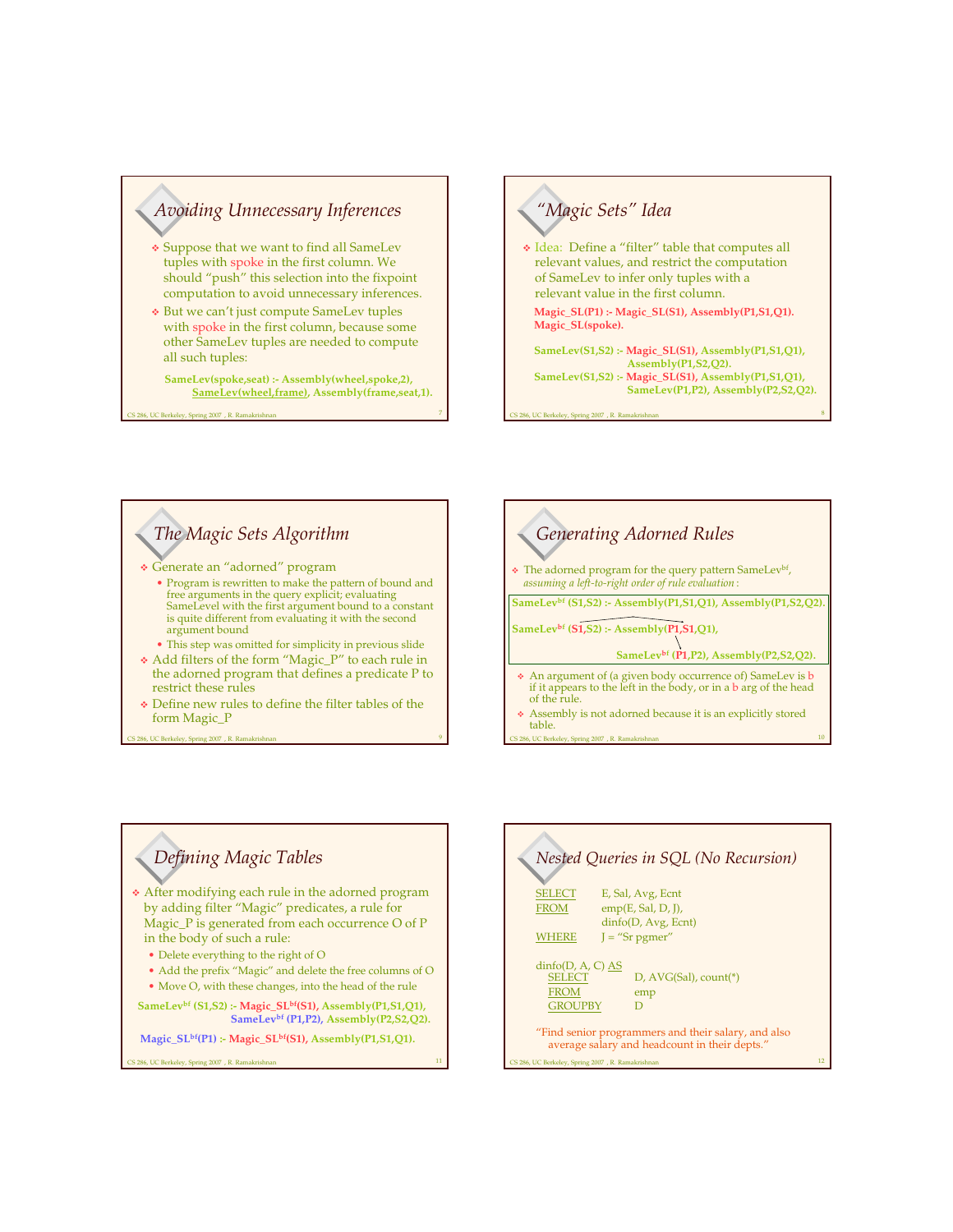## Avoiding Unnecessary Inferences

- Suppose that we want to find all SameLev tuples with spoke in the first column. We should "push" this selection into the fixpoint computation to avoid unnecessary inferences.
- But we can't just compute SameLev tuples with spoke in the first column, because some other SameLev tuples are needed to compute all such tuples:

**SameLev(spoke,seat) :- Assembly(wheel,spoke,2), SameLev(wheel,frame), Assembly(frame,seat,1).**

## "Magic Sets" Idea

- Idea: Define a "filter" table that computes all relevant values, and restrict the computation of SameLev to infer only tuples with a relevant value in the first column.

**Magic_SL(P1) :- Magic_SL(S1), Assembly(P1,S1,Q1).**
**Magic_SL(spoke).**

**SameLev(S1,S2) :- Magic_SL(S1), Assembly(P1,S1,Q1), Assembly(P1,S2,Q2).**
**SameLev(S1,S2) :- Magic_SL(S1), Assembly(P1,S1,Q1), SameLev(P1,P2), Assembly(P2,S2,Q2).**

## The Magic Sets Algorithm

- Generate an "adorned" program
  - Program is rewritten to make the pattern of bound and free arguments in the query explicit; evaluating SameLevel with the first argument bound to a constant is quite different from evaluating it with the second argument bound
  - This step was omitted for simplicity in previous slide
- Add filters of the form "Magic_P" to each rule in the adorned program that defines a predicate P to restrict these rules
- Define new rules to define the filter tables of the form Magic_P

## Generating Adorned Rules

- The adorned program for the query pattern $SameLev^{bf}$, *assuming a left-to-right order of rule evaluation*:

**$SameLev^{bf}$ (S1,S2) :- Assembly(P1,S1,Q1), Assembly(P1,S2,Q2).**

**$SameLev^{bf}$ (S1,S2) :- Assembly(P1,S1,Q1), $SameLev^{bf}$ (P1,P2), Assembly(P2,S2,Q2).**

- An argument of (a given body occurrence of) SameLev is b if it appears to the left in the body, or in a b arg of the head of the rule.
- Assembly is not adorned because it is an explicitly stored table.

## Defining Magic Tables

- After modifying each rule in the adorned program by adding filter "Magic" predicates, a rule for Magic_P is generated from each occurrence O of P in the body of such a rule:
  - Delete everything to the right of O
  - Add the prefix "Magic" and delete the free columns of O
  - Move O, with these changes, into the head of the rule

**$SameLev^{bf}$ (S1,S2) :- $Magic\_SL^{bf}$(S1), Assembly(P1,S1,Q1), $SameLev^{bf}$ (P1,P2), Assembly(P2,S2,Q2).**

**$Magic\_SL^{bf}$(P1) :- $Magic\_SL^{bf}$(S1), Assembly(P1,S1,Q1).**

## Nested Queries in SQL (No Recursion)

```
SELECT   E, Sal, Avg, Ecnt
FROM     emp(E, Sal, D, J),
         dinfo(D, Avg, Ecnt)
WHERE    J = "Sr pgmer"

dinfo(D, A, C) AS
  SELECT     D, AVG(Sal), count(*)
  FROM       emp
  GROUPBY    D
```

"Find senior programmers and their salary, and also average salary and headcount in their depts."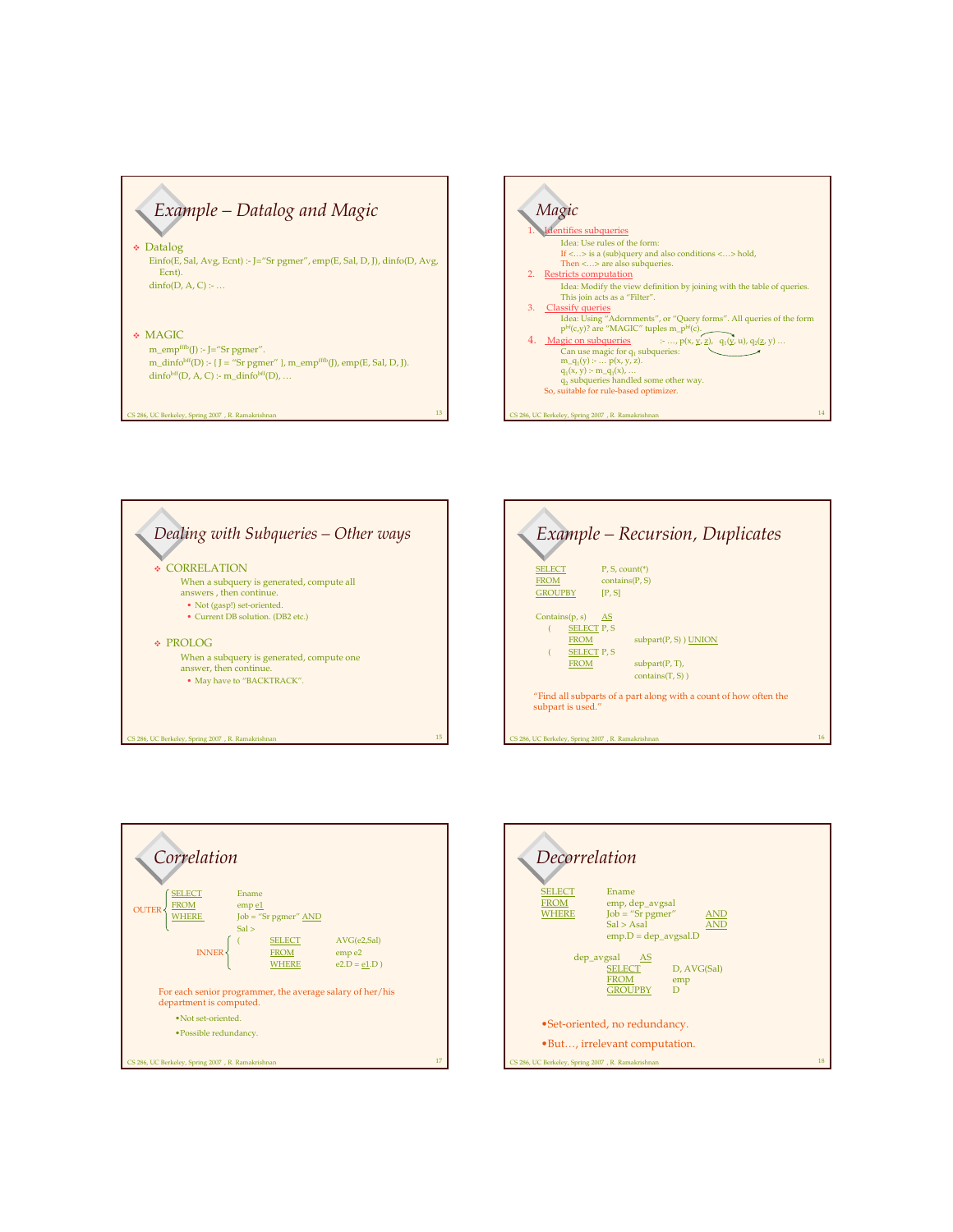## Example – Datalog and Magic

- Datalog

  Einfo(E, Sal, Avg, Ecnt) :- J="Sr pgmer", emp(E, Sal, D, J), dinfo(D, Avg, Ecnt).

  dinfo(D, A, C) :- …

- MAGIC

  $m\_emp^{fffb}(J)$ :- J="Sr pgmer".

  $m\_dinfo^{bff}(D)$ :- [ J = "Sr pgmer" ], $m\_emp^{fffb}(J)$, emp(E, Sal, D, J).

  $dinfo^{bff}(D, A, C)$ :- $m\_dinfo^{bff}(D)$, …

## Magic

1. Identifies subqueries

   Idea: Use rules of the form:
   If <…> is a (sub)query and also conditions <…> hold,
   Then <…> are also subqueries.

2. Restricts computation

   Idea: Modify the view definition by joining with the table of queries.
   This join acts as a "Filter".

3. Classify queries

   Idea: Using "Adornments", or "Query forms". All queries of the form $p^{bf}(c,y)$? are "MAGIC" tuples $m\_p^{bf}(c)$.

4. Magic on subqueries :- …, p(x, y, z), $q_1$(y, u), $q_2$(z, y) …

   Can use magic for $q_1$ subqueries:
   $m\_q_1(y)$ :- … p(x, y, z).
   $q_1(x, y)$ :- $m\_q_1(x)$, …
   $q_2$ subqueries handled some other way.

   So, suitable for rule-based optimizer.

## Dealing with Subqueries – Other ways

- CORRELATION

  When a subquery is generated, compute all answers , then continue.
  - Not (gasp!) set-oriented.
  - Current DB solution. (DB2 etc.)

- PROLOG

  When a subquery is generated, compute one answer, then continue.
  - May have to "BACKTRACK".

## Example – Recursion, Duplicates

```
SELECT      P, S, count(*)
FROM        contains(P, S)
GROUPBY     [P, S]

Contains(p, s)   AS
    (   SELECT P, S
        FROM        subpart(P, S) ) UNION
    (   SELECT P, S
        FROM        subpart(P, T),
                    contains(T, S) )
```

"Find all subparts of a part along with a count of how often the subpart is used."

## Correlation

```
OUTER { SELECT      Ename
        FROM        emp e1
        WHERE       Job = "Sr pgmer" AND
                    Sal >
        INNER {  (  SELECT      AVG(e2.Sal)
                    FROM        emp e2
                    WHERE       e2.D = e1.D )
```

For each senior programmer, the average salary of her/his department is computed.

- Not set-oriented.
- Possible redundancy.

## Decorrelation

```
SELECT      Ename
FROM        emp, dep_avgsal
WHERE       Job = "Sr pgmer"        AND
            Sal > Asal              AND
            emp.D = dep_avgsal.D

    dep_avgsal      AS
        SELECT      D, AVG(Sal)
        FROM        emp
        GROUPBY     D
```

- Set-oriented, no redundancy.
- But…, irrelevant computation.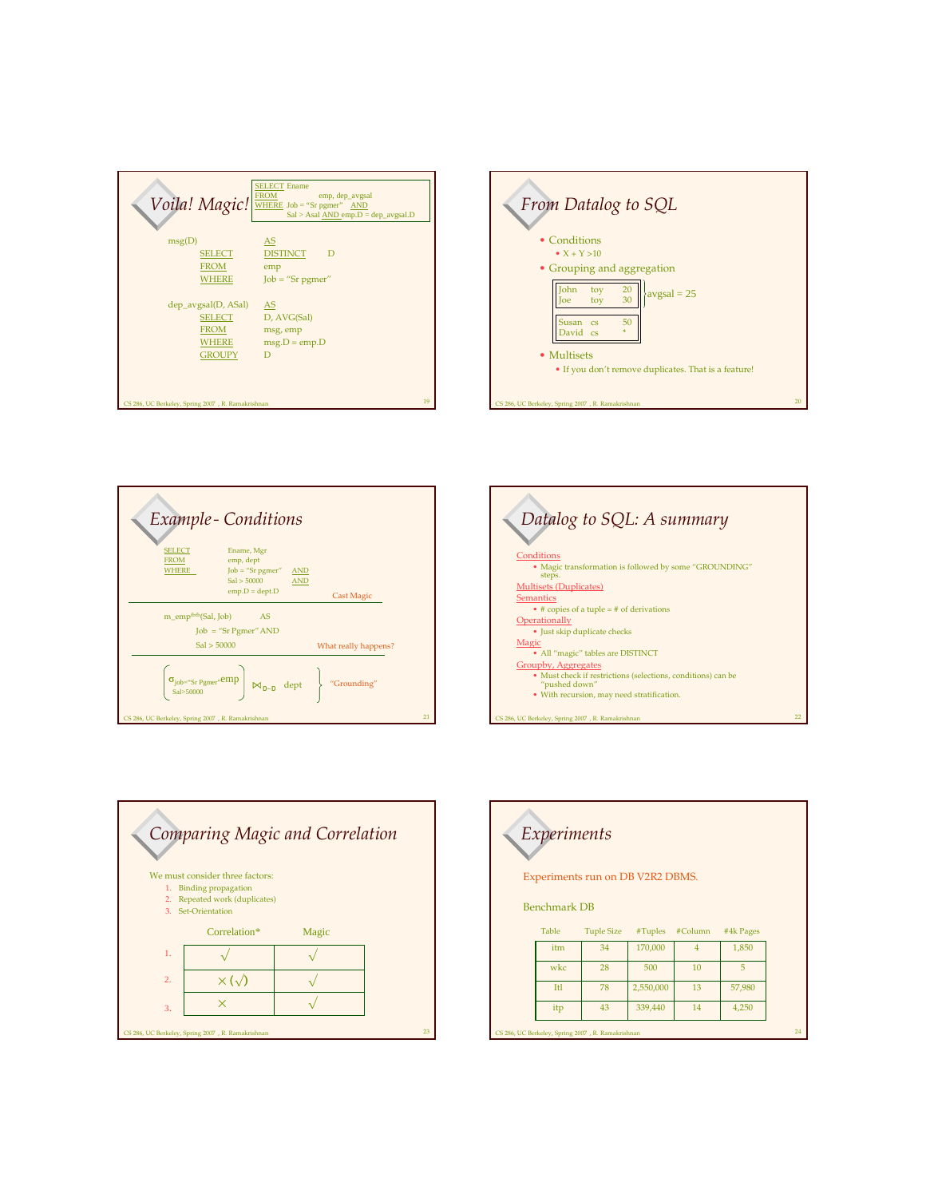## Voila! Magic!

```
SELECT Ename
FROM   emp, dep_avgsal
WHERE  Job = "Sr pgmer"   AND
       Sal > Asal AND emp.D = dep_avgsal.D
```

```
msg(D)            AS
     SELECT       DISTINCT   D
     FROM         emp
     WHERE        Job = "Sr pgmer"

dep_avgsal(D, ASal)   AS
     SELECT       D, AVG(Sal)
     FROM         msg, emp
     WHERE        msg.D = emp.D
     GROUPY       D
```

## From Datalog to SQL

- Conditions
  - X + Y >10
- Grouping and aggregation

| | | |
|---|---|---|
| John | toy | 20 |
| Joe | toy | 30 |

}avgsal = 25

| | | |
|---|---|---|
| Susan | cs | 50 |
| David | cs | * |

- Multisets
  - If you don't remove duplicates. That is a feature!

## Example- Conditions

```
SELECT    Ename, Mgr
FROM      emp, dept
WHERE     Job = "Sr pgmer"   AND
          Sal > 50000        AND
          emp.D = dept.D
```

Cast Magic

```
m_emp^ffbb(Sal, Job)     AS
     Job = "Sr Pgmer" AND
     Sal > 50000
```

What really happens?

$\left( \sigma_{\text{Job="Sr Pgmer"}, \text{Sal}>50000}\, emp \right) \bowtie_{D=D} dept$ } "Grounding"

## Datalog to SQL: A summary

Conditions
- Magic transformation is followed by some "GROUNDING" steps.

Multisets (Duplicates)

Semantics
- # copies of a tuple = # of derivations

Operationally
- Just skip duplicate checks

Magic
- All "magic" tables are DISTINCT

Groupby, Aggregates
- Must check if restrictions (selections, conditions) can be "pushed down"
- With recursion, may need stratification.

## Comparing Magic and Correlation

We must consider three factors:

1. Binding propagation
2. Repeated work (duplicates)
3. Set-Orientation

| | Correlation* | Magic |
|---|---|---|
| 1. | √ | √ |
| 2. | × (√) | √ |
| 3. | × | √ |

## Experiments

Experiments run on DB V2R2 DBMS.

Benchmark DB

| Table | Tuple Size | #Tuples | #Column | #4k Pages |
|---|---|---|---|---|
| itm | 34 | 170,000 | 4 | 1,850 |
| wkc | 28 | 500 | 10 | 5 |
| Itl | 78 | 2,550,000 | 13 | 57,980 |
| itp | 43 | 339,440 | 14 | 4,250 |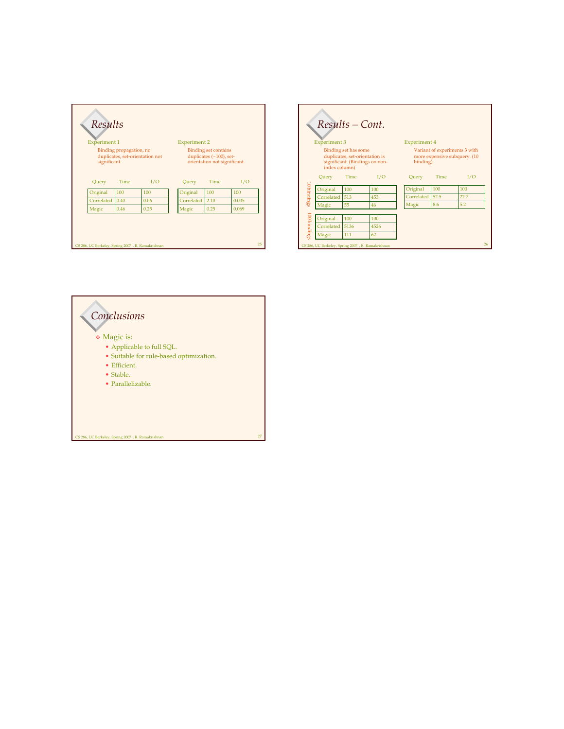# Results

**Experiment 1**

Binding propagation, no duplicates, set-orientation not significant.

| Query | Time | I/O |
|---|---|---|
| Original | 100 | 100 |
| Correlated | 0.40 | 0.06 |
| Magic | 0.46 | 0.25 |

**Experiment 2**

Binding set contains duplicates (~100), set-orientation not significant.

| Query | Time | I/O |
|---|---|---|
| Original | 100 | 100 |
| Correlated | 2.10 | 0.005 |
| Magic | 0.25 | 0.069 |

# Results – Cont.

**Experiment 3**

Binding set has some duplicates, set-orientation is significant. (Bindings on non-index column)

10 bindings:

| Query | Time | I/O |
|---|---|---|
| Original | 100 | 100 |
| Correlated | 513 | 453 |
| Magic | 55 | 46 |

100 bindings:

| Query | Time | I/O |
|---|---|---|
| Original | 100 | 100 |
| Correlated | 5136 | 4526 |
| Magic | 111 | 62 |

**Experiment 4**

Variant of experiments 3 with more expensive subquery. (10 binding).

| Query | Time | I/O |
|---|---|---|
| Original | 100 | 100 |
| Correlated | 52.5 | 22.7 |
| Magic | 8.6 | 5.2 |

# Conclusions

- Magic is:
  - Applicable to full SQL.
  - Suitable for rule-based optimization.
  - Efficient.
  - Stable.
  - Parallelizable.